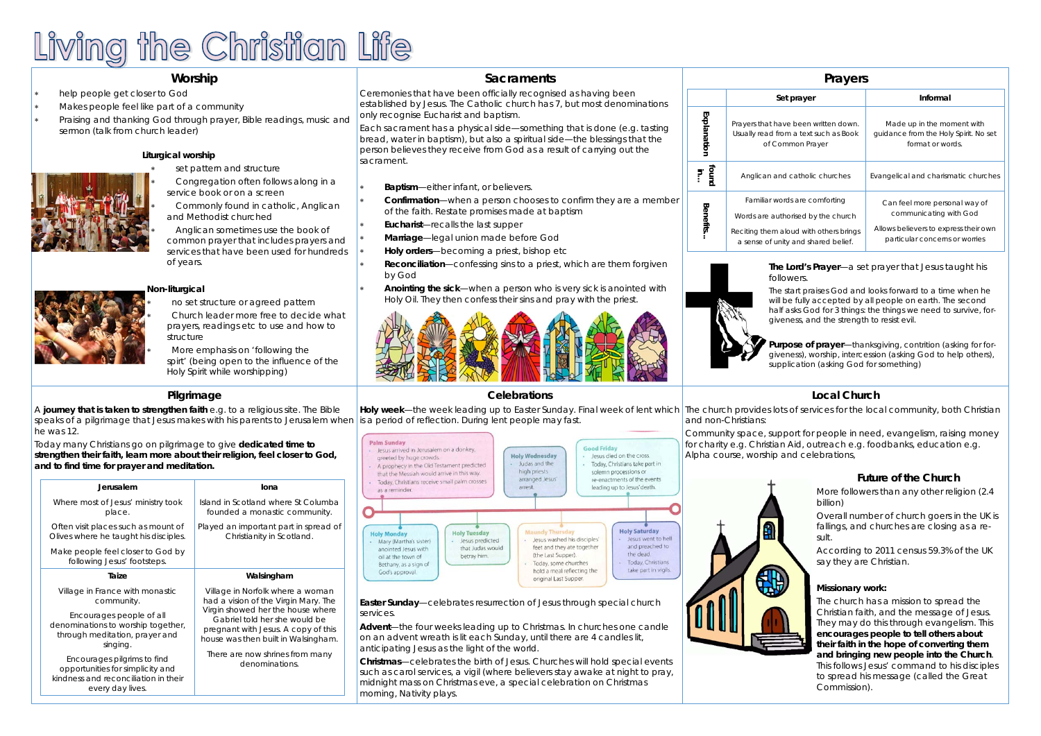# Living the Christian Life

## Worship

* help people get closer to God
* Makes people feel like part of a community
* Praising and thanking God through prayer, Bible readings, music and sermon (talk from church leader)

### Liturgical worship

* set pattern and structure
* Congregation often follows along in a service book or on a screen
* Commonly found in catholic, Anglican and Methodist churched
* Anglican sometimes use the book of common prayer that includes prayers and services that have been used for hundreds of years.

### Non-liturgical

* no set structure or agreed pattern
* Church leader more free to decide what prayers, readings etc to use and how to structure
* More emphasis on 'following the spirt' (being open to the influence of the Holy Spirit while worshipping)

## Sacraments

Ceremonies that have been officially recognised as having been established by Jesus. The Catholic church has 7, but most denominations only recognise Eucharist and baptism.

Each sacrament has a physical side—something that is done (e.g. tasting bread, water in baptism), but also a spiritual side—the blessings that the person believes they receive from God as a result of carrying out the sacrament.

* **Baptism**—either infant, or believers.
* **Confirmation**—when a person chooses to confirm they are a member of the faith. Restate promises made at baptism
* **Eucharist**—recalls the last supper
* **Marriage**—legal union made before God
* **Holy orders**—becoming a priest, bishop etc
* **Reconciliation**—confessing sins to a priest, which are them forgiven by God
* **Anointing the sick**—when a person who is very sick is anointed with Holy Oil. They then confess their sins and pray with the priest.

## Prayers

| | Set prayer | Informal |
|---|---|---|
| Explanation | Prayers that have been written down. Usually read from a text such as Book of Common Prayer | Made up in the moment with guidance from the Holy Spirit. No set format or words. |
| found in... | Anglican and catholic churches | Evangelical and charismatic churches |
| Benefits... | Familiar words are comforting<br>Words are authorised by the church<br>Reciting them aloud with others brings a sense of unity and shared belief. | Can feel more personal way of communicating with God<br>Allows believers to express their own particular concerns or worries |

**The Lord's Prayer**—a set prayer that Jesus taught his followers.

The start praises God and looks forward to a time when he will be fully accepted by all people on earth. The second half asks God for 3 things: the things we need to survive, forgiveness, and the strength to resist evil.

**Purpose of prayer**—thanksgiving, contrition (asking for forgiveness), worship, intercession (asking God to help others), supplication (asking God for something)

## Pilgrimage

A **journey that is taken to strengthen faith** e.g. to a religious site. The Bible speaks of a pilgrimage that Jesus makes with his parents to Jerusalem when he was 12.

Today many Christians go on pilgrimage to give **dedicated time to strengthen their faith, learn more about their religion, feel closer to God, and to find time for prayer and meditation.**

| Jerusalem | Iona |
|---|---|
| Where most of Jesus' ministry took place.<br>Often visit places such as mount of Olives where he taught his disciples.<br>Make people feel closer to God by following Jesus' footsteps. | Island in Scotland where St Columba founded a monastic community.<br>Played an important part in spread of Christianity in Scotland. |
| **Taize** | **Walsingham** |
| Village in France with monastic community.<br>Encourages people of all denominations to worship together, through meditation, prayer and singing.<br>Encourages pilgrims to find opportunities for simplicity and kindness and reconciliation in their every day lives. | Village in Norfolk where a woman had a vision of the Virgin Mary. The Virgin showed her the house where Gabriel told her she would be pregnant with Jesus. A copy of this house was then built in Walsingham.<br>There are now shrines from many denominations. |

## Celebrations

**Holy week**—the week leading up to Easter Sunday. Final week of lent which is a period of reflection. During lent people may fast.

**Palm Sunday**
- Jesus arrived in Jerusalem on a donkey, greeted by huge crowds.
- A prophecy in the Old Testament predicted that the Messiah would arrive in this way.
- Today, Christians receive small palm crosses as a reminder.

**Holy Monday**
- Mary (Martha's sister) anointed Jesus with oil at the town of Bethany, as a sign of God's approval.

**Holy Tuesday**
- Jesus predicted that Judas would betray him.

**Holy Wednesday**
- Judas and the high priests arranged Jesus' arrest.

**Maundy Thursday**
- Jesus washed his disciples' feet and they ate together (the Last Supper).
- Today, some churches hold a meal reflecting the original Last Supper.

**Good Friday**
- Jesus died on the cross.
- Today, Christians take part in solemn processions or re-enactments of the events leading up to Jesus' death.

**Holy Saturday**
- Jesus went to hell and preached to the dead.
- Today, Christians take part in vigils.

**Easter Sunday**—celebrates resurrection of Jesus through special church services.

**Advent**—the four weeks leading up to Christmas. In churches one candle on an advent wreath is lit each Sunday, until there are 4 candles lit, anticipating Jesus as the light of the world.

**Christmas**—celebrates the birth of Jesus. Churches will hold special events such as carol services, a vigil (where believers stay awake at night to pray, midnight mass on Christmas eve, a special celebration on Christmas morning, Nativity plays.

## Local Church

The church provides lots of services for the local community, both Christian and non-Christians:

Community space, support for people in need, evangelism, raising money for charity e.g. Christian Aid, outreach e.g. foodbanks, education e.g. Alpha course, worship and celebrations,

### Future of the Church

More followers than any other religion (2.4 billion)

Overall number of church goers in the UK is fallings, and churches are closing as a result.

According to 2011 census 59.3% of the UK say they are Christian.

### Missionary work:

The church has a mission to spread the Christian faith, and the message of Jesus. They may do this through evangelism. This **encourages people to tell others about their faith in the hope of converting them and bringing new people into the Church**. This follows Jesus' command to his disciples to spread his message (called the Great Commission).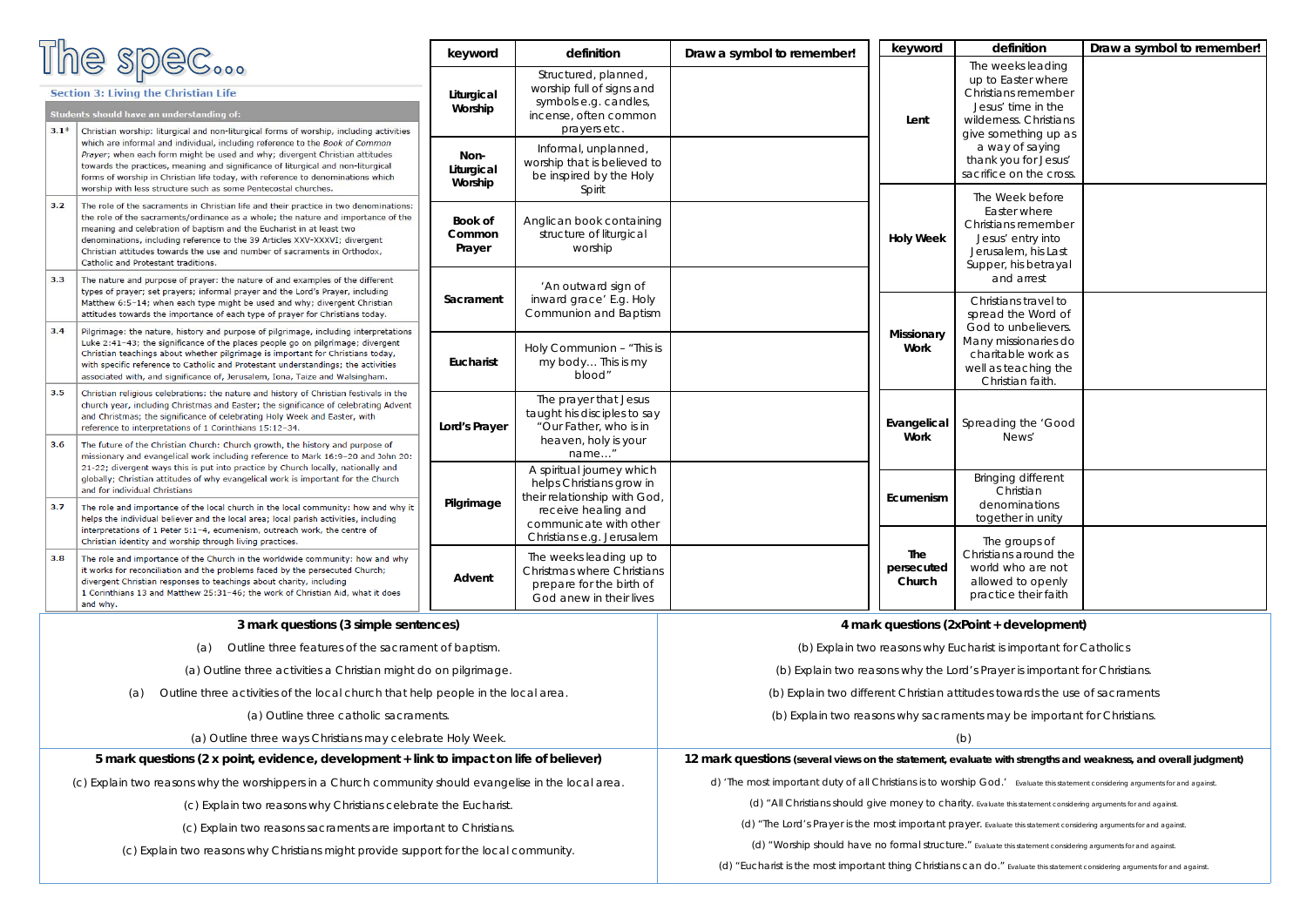# The spec...

## Section 3: Living the Christian Life

| Students should have an understanding of: | |
|---|---|
| 3.1* | Christian worship: liturgical and non-liturgical forms of worship, including activities which are informal and individual, including reference to the *Book of Common Prayer*; when each form might be used and why; divergent Christian attitudes towards the practices, meaning and significance of liturgical and non-liturgical forms of worship in Christian life today, with reference to denominations which worship with less structure such as some Pentecostal churches. |
| 3.2 | The role of the sacraments in Christian life and their practice in two denominations: the role of the sacraments/ordinance as a whole; the nature and importance of the meaning and celebration of baptism and the Eucharist in at least two denominations, including reference to the 39 Articles XXV–XXXVI; divergent Christian attitudes towards the use and number of sacraments in Orthodox, Catholic and Protestant traditions. |
| 3.3 | The nature and purpose of prayer: the nature of and examples of the different types of prayer; set prayers; informal prayer and the Lord's Prayer, including Matthew 6:5–14; when each type might be used and why; divergent Christian attitudes towards the importance of each type of prayer for Christians today. |
| 3.4 | Pilgrimage: the nature, history and purpose of pilgrimage, including interpretations Luke 2:41–43; the significance of the places people go on pilgrimage; divergent Christian teachings about whether pilgrimage is important for Christians today, with specific reference to Catholic and Protestant understandings; the activities associated with, and significance of, Jerusalem, Iona, Taize and Walsingham. |
| 3.5 | Christian religious celebrations: the nature and history of Christian festivals in the church year, including Christmas and Easter; the significance of celebrating Advent and Christmas; the significance of celebrating Holy Week and Easter, with reference to interpretations of 1 Corinthians 15:12–34. |
| 3.6 | The future of the Christian Church: Church growth, the history and purpose of missionary and evangelical work including reference to Mark 16:9–20 and John 20: 21-22; divergent ways this is put into practice by Church locally, nationally and globally; Christian attitudes of why evangelical work is important for the Church and for individual Christians |
| 3.7 | The role and importance of the local church in the local community: how and why it helps the individual believer and the local area; local parish activities, including interpretations of 1 Peter 5:1–4, ecumenism, outreach work, the centre of Christian identity and worship through living practices. |
| 3.8 | The role and importance of the Church in the worldwide community: how and why it works for reconciliation and the problems faced by the persecuted Church; divergent Christian responses to teachings about charity, including 1 Corinthians 13 and Matthew 25:31–46; the work of Christian Aid, what it does and why. |

| keyword | definition | Draw a symbol to remember! |
|---|---|---|
| Liturgical Worship | Structured, planned, worship full of signs and symbols e.g. candles, incense, often common prayers etc. | |
| Non-Liturgical Worship | Informal, unplanned, worship that is believed to be inspired by the Holy Spirit | |
| Book of Common Prayer | Anglican book containing structure of liturgical worship | |
| Sacrament | 'An outward sign of inward grace' E.g. Holy Communion and Baptism | |
| Eucharist | Holy Communion – "This is my body… This is my blood" | |
| Lord's Prayer | The prayer that Jesus taught his disciples to say "Our Father, who is in heaven, holy is your name…" | |
| Pilgrimage | A spiritual journey which helps Christians grow in their relationship with God, receive healing and communicate with other Christians e.g. Jerusalem | |
| Advent | The weeks leading up to Christmas where Christians prepare for the birth of God anew in their lives | |

| keyword | definition | Draw a symbol to remember! |
|---|---|---|
| Lent | The weeks leading up to Easter where Christians remember Jesus' time in the wilderness. Christians give something up as a way of saying thank you for Jesus' sacrifice on the cross. | |
| Holy Week | The Week before Easter where Christians remember Jesus' entry into Jerusalem, his Last Supper, his betrayal and arrest | |
| Missionary Work | Christians travel to spread the Word of God to unbelievers. Many missionaries do charitable work as well as teaching the Christian faith. | |
| Evangelical Work | Spreading the 'Good News' | |
| Ecumenism | Bringing different Christian denominations together in unity | |
| The persecuted Church | The groups of Christians around the world who are not allowed to openly practice their faith | |

### 3 mark questions (3 simple sentences)

(a) Outline three features of the sacrament of baptism.

(a) Outline three activities a Christian might do on pilgrimage.

(a) Outline three activities of the local church that help people in the local area.

(a) Outline three catholic sacraments.

(a) Outline three ways Christians may celebrate Holy Week.

### 4 mark questions (2xPoint + development)

(b) Explain two reasons why Eucharist is important for Catholics

(b) Explain two reasons why the Lord's Prayer is important for Christians.

(b) Explain two different Christian attitudes towards the use of sacraments

(b) Explain two reasons why sacraments may be important for Christians.

(b)

### 5 mark questions (2 x point, evidence, development + link to impact on life of believer)

(c) Explain two reasons why the worshippers in a Church community should evangelise in the local area.

(c) Explain two reasons why Christians celebrate the Eucharist.

(c) Explain two reasons sacraments are important to Christians.

(c) Explain two reasons why Christians might provide support for the local community.

### 12 mark questions (several views on the statement, evaluate with strengths and weakness, and overall judgment)

d) 'The most important duty of all Christians is to worship God.' Evaluate this statement considering arguments for and against.

(d) "All Christians should give money to charity. Evaluate this statement considering arguments for and against.

(d) "The Lord's Prayer is the most important prayer. Evaluate this statement considering arguments for and against.

(d) "Worship should have no formal structure." Evaluate this statement considering arguments for and against.

(d) "Eucharist is the most important thing Christians can do." Evaluate this statement considering arguments for and against.